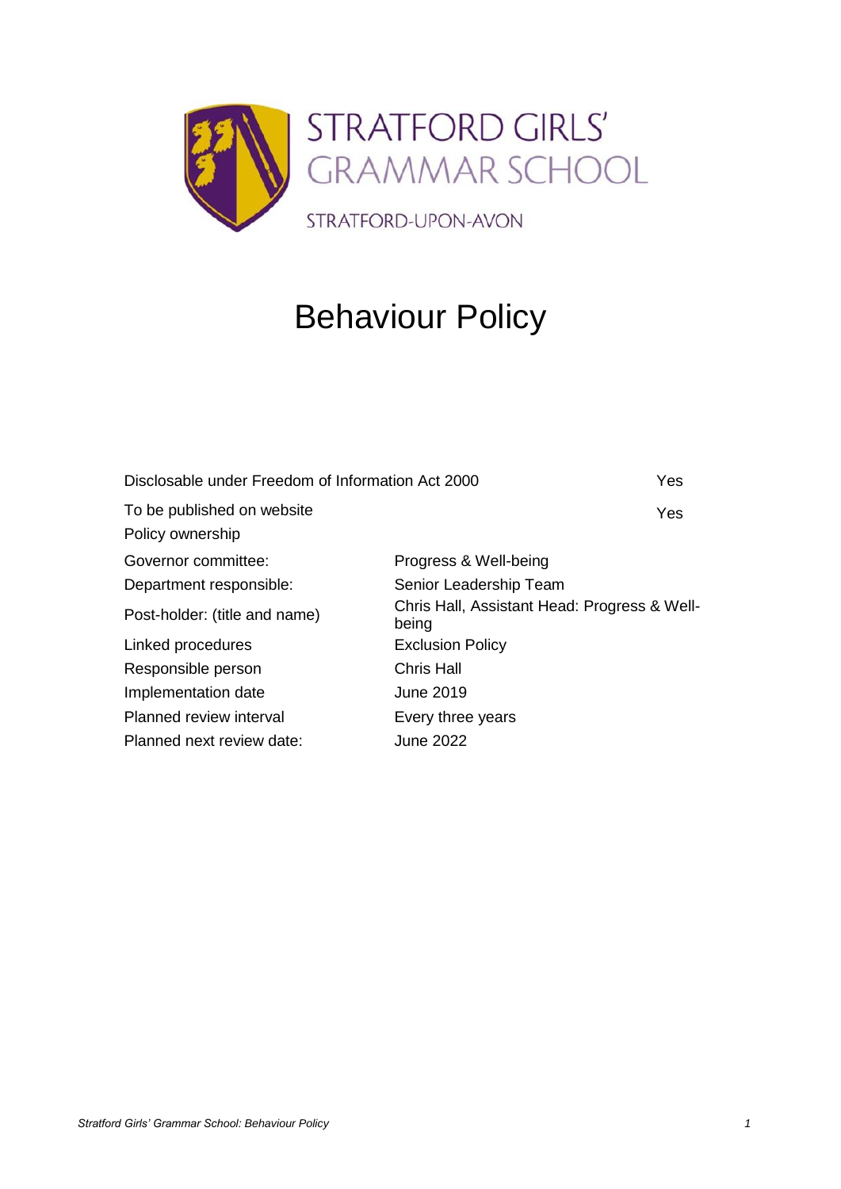STRATFORD GIRLS' GRAMMAR SCHOOL

STRATFORD-UPON-AVON

# Behaviour Policy

| | | |
|---|---|---|
| Disclosable under Freedom of Information Act 2000 | | Yes |
| To be published on website | | Yes |
| Policy ownership | | |
| Governor committee: | Progress & Well-being | |
| Department responsible: | Senior Leadership Team | |
| Post-holder: (title and name) | Chris Hall, Assistant Head: Progress & Well-being | |
| Linked procedures | Exclusion Policy | |
| Responsible person | Chris Hall | |
| Implementation date | June 2019 | |
| Planned review interval | Every three years | |
| Planned next review date: | June 2022 | |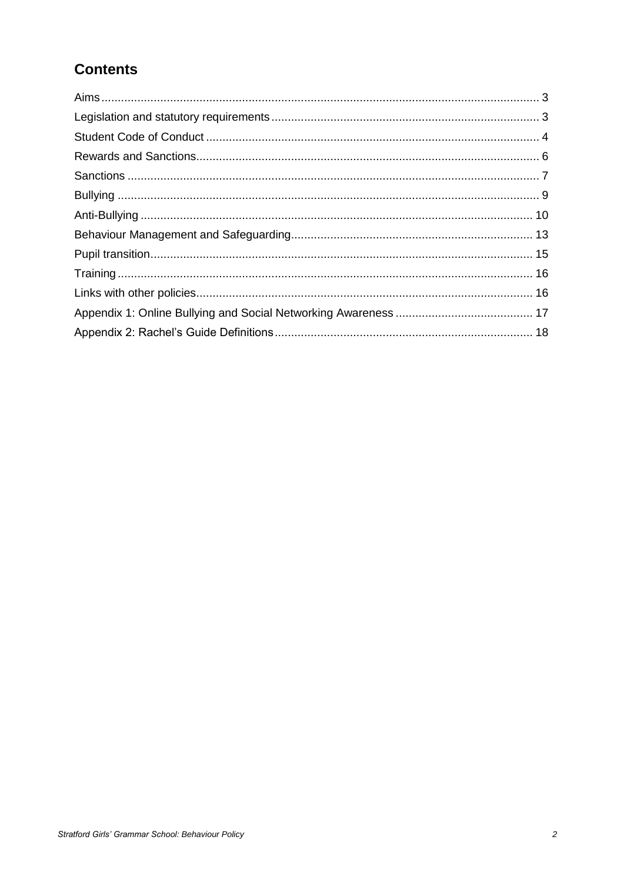## Contents

Aims ........................................................................................................................ 3
Legislation and statutory requirements ................................................................. 3
Student Code of Conduct ...................................................................................... 4
Rewards and Sanctions.......................................................................................... 6
Sanctions ............................................................................................................... 7
Bullying .................................................................................................................. 9
Anti-Bullying ......................................................................................................... 10
Behaviour Management and Safeguarding........................................................... 13
Pupil transition...................................................................................................... 15
Training ................................................................................................................ 16
Links with other policies........................................................................................ 16
Appendix 1: Online Bullying and Social Networking Awareness .......................... 17
Appendix 2: Rachel's Guide Definitions ............................................................... 18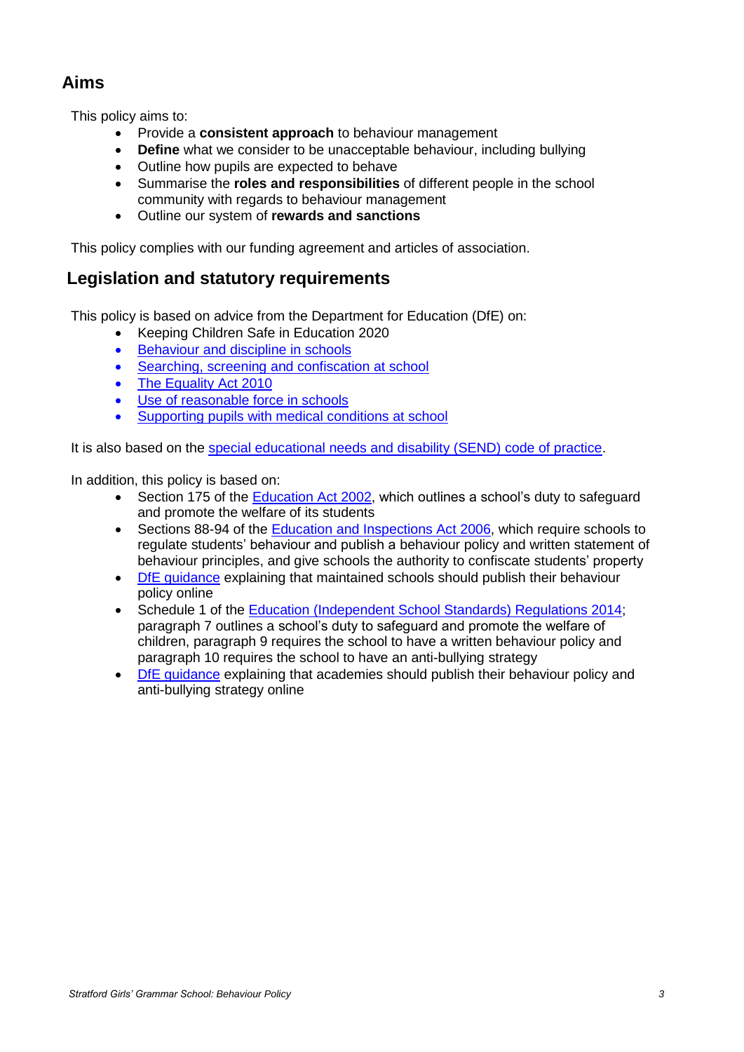## Aims

This policy aims to:

- Provide a **consistent approach** to behaviour management
- **Define** what we consider to be unacceptable behaviour, including bullying
- Outline how pupils are expected to behave
- Summarise the **roles and responsibilities** of different people in the school community with regards to behaviour management
- Outline our system of **rewards and sanctions**

This policy complies with our funding agreement and articles of association.

## Legislation and statutory requirements

This policy is based on advice from the Department for Education (DfE) on:

- Keeping Children Safe in Education 2020
- Behaviour and discipline in schools
- Searching, screening and confiscation at school
- The Equality Act 2010
- Use of reasonable force in schools
- Supporting pupils with medical conditions at school

It is also based on the special educational needs and disability (SEND) code of practice.

In addition, this policy is based on:

- Section 175 of the Education Act 2002, which outlines a school's duty to safeguard and promote the welfare of its students
- Sections 88-94 of the Education and Inspections Act 2006, which require schools to regulate students' behaviour and publish a behaviour policy and written statement of behaviour principles, and give schools the authority to confiscate students' property
- DfE guidance explaining that maintained schools should publish their behaviour policy online
- Schedule 1 of the Education (Independent School Standards) Regulations 2014; paragraph 7 outlines a school's duty to safeguard and promote the welfare of children, paragraph 9 requires the school to have a written behaviour policy and paragraph 10 requires the school to have an anti-bullying strategy
- DfE guidance explaining that academies should publish their behaviour policy and anti-bullying strategy online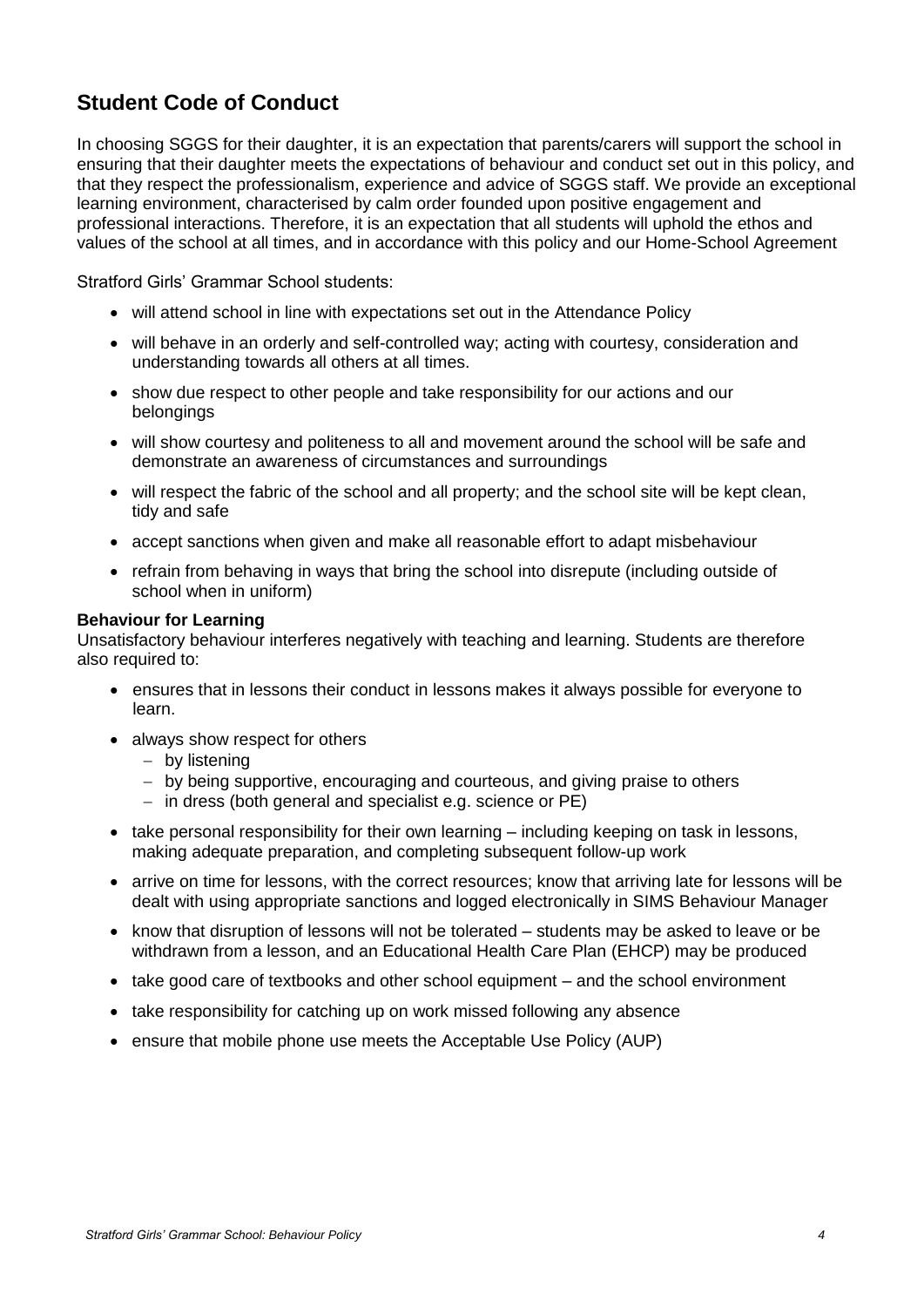## Student Code of Conduct

In choosing SGGS for their daughter, it is an expectation that parents/carers will support the school in ensuring that their daughter meets the expectations of behaviour and conduct set out in this policy, and that they respect the professionalism, experience and advice of SGGS staff. We provide an exceptional learning environment, characterised by calm order founded upon positive engagement and professional interactions. Therefore, it is an expectation that all students will uphold the ethos and values of the school at all times, and in accordance with this policy and our Home-School Agreement

Stratford Girls' Grammar School students:

- will attend school in line with expectations set out in the Attendance Policy
- will behave in an orderly and self-controlled way; acting with courtesy, consideration and understanding towards all others at all times.
- show due respect to other people and take responsibility for our actions and our belongings
- will show courtesy and politeness to all and movement around the school will be safe and demonstrate an awareness of circumstances and surroundings
- will respect the fabric of the school and all property; and the school site will be kept clean, tidy and safe
- accept sanctions when given and make all reasonable effort to adapt misbehaviour
- refrain from behaving in ways that bring the school into disrepute (including outside of school when in uniform)

**Behaviour for Learning**

Unsatisfactory behaviour interferes negatively with teaching and learning. Students are therefore also required to:

- ensures that in lessons their conduct in lessons makes it always possible for everyone to learn.
- always show respect for others
  - by listening
  - by being supportive, encouraging and courteous, and giving praise to others
  - in dress (both general and specialist e.g. science or PE)
- take personal responsibility for their own learning – including keeping on task in lessons, making adequate preparation, and completing subsequent follow-up work
- arrive on time for lessons, with the correct resources; know that arriving late for lessons will be dealt with using appropriate sanctions and logged electronically in SIMS Behaviour Manager
- know that disruption of lessons will not be tolerated – students may be asked to leave or be withdrawn from a lesson, and an Educational Health Care Plan (EHCP) may be produced
- take good care of textbooks and other school equipment – and the school environment
- take responsibility for catching up on work missed following any absence
- ensure that mobile phone use meets the Acceptable Use Policy (AUP)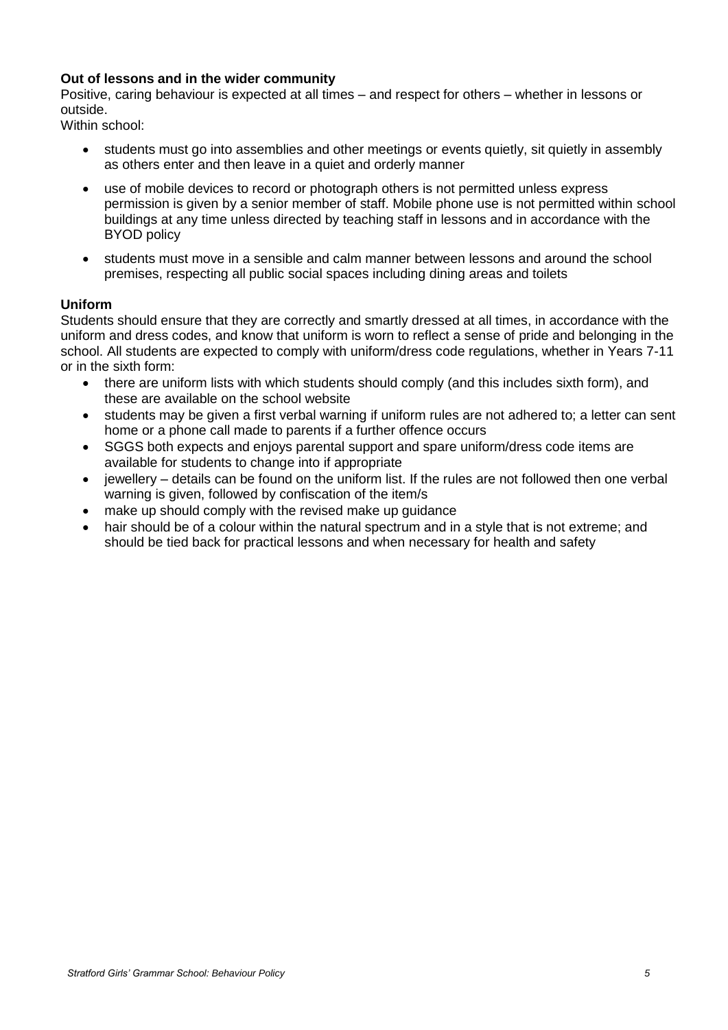**Out of lessons and in the wider community**

Positive, caring behaviour is expected at all times – and respect for others – whether in lessons or outside.

Within school:

- students must go into assemblies and other meetings or events quietly, sit quietly in assembly as others enter and then leave in a quiet and orderly manner
- use of mobile devices to record or photograph others is not permitted unless express permission is given by a senior member of staff. Mobile phone use is not permitted within school buildings at any time unless directed by teaching staff in lessons and in accordance with the BYOD policy
- students must move in a sensible and calm manner between lessons and around the school premises, respecting all public social spaces including dining areas and toilets

**Uniform**

Students should ensure that they are correctly and smartly dressed at all times, in accordance with the uniform and dress codes, and know that uniform is worn to reflect a sense of pride and belonging in the school. All students are expected to comply with uniform/dress code regulations, whether in Years 7-11 or in the sixth form:

- there are uniform lists with which students should comply (and this includes sixth form), and these are available on the school website
- students may be given a first verbal warning if uniform rules are not adhered to; a letter can sent home or a phone call made to parents if a further offence occurs
- SGGS both expects and enjoys parental support and spare uniform/dress code items are available for students to change into if appropriate
- jewellery – details can be found on the uniform list. If the rules are not followed then one verbal warning is given, followed by confiscation of the item/s
- make up should comply with the revised make up guidance
- hair should be of a colour within the natural spectrum and in a style that is not extreme; and should be tied back for practical lessons and when necessary for health and safety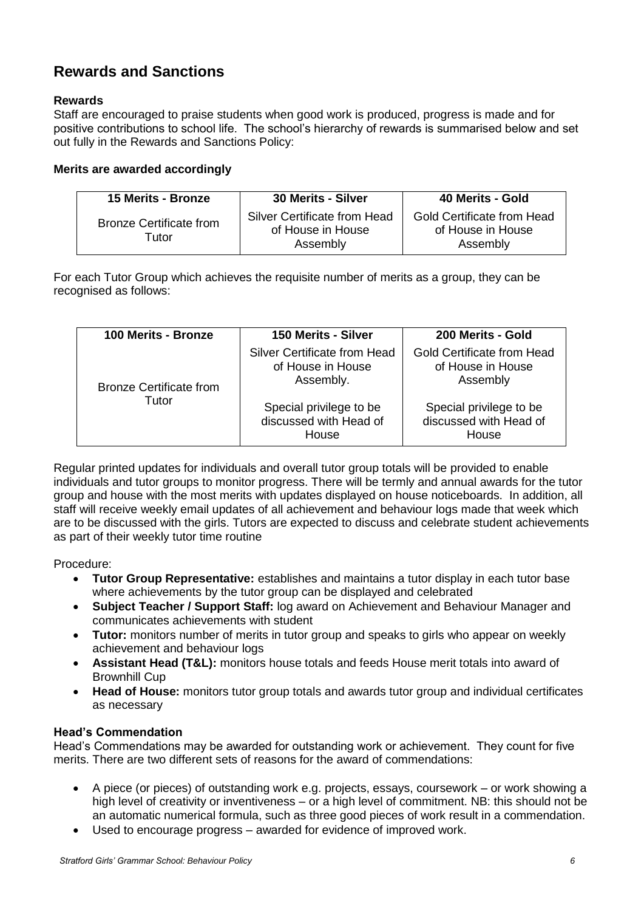## Rewards and Sanctions

### Rewards

Staff are encouraged to praise students when good work is produced, progress is made and for positive contributions to school life. The school's hierarchy of rewards is summarised below and set out fully in the Rewards and Sanctions Policy:

**Merits are awarded accordingly**

| 15 Merits - Bronze | 30 Merits - Silver | 40 Merits - Gold |
|---|---|---|
| Bronze Certificate from Tutor | Silver Certificate from Head of House in House Assembly | Gold Certificate from Head of House in House Assembly |

For each Tutor Group which achieves the requisite number of merits as a group, they can be recognised as follows:

| 100 Merits - Bronze | 150 Merits - Silver | 200 Merits - Gold |
|---|---|---|
| Bronze Certificate from Tutor | Silver Certificate from Head of House in House Assembly.<br><br>Special privilege to be discussed with Head of House | Gold Certificate from Head of House in House Assembly<br><br>Special privilege to be discussed with Head of House |

Regular printed updates for individuals and overall tutor group totals will be provided to enable individuals and tutor groups to monitor progress. There will be termly and annual awards for the tutor group and house with the most merits with updates displayed on house noticeboards. In addition, all staff will receive weekly email updates of all achievement and behaviour logs made that week which are to be discussed with the girls. Tutors are expected to discuss and celebrate student achievements as part of their weekly tutor time routine

Procedure:

- **Tutor Group Representative:** establishes and maintains a tutor display in each tutor base where achievements by the tutor group can be displayed and celebrated
- **Subject Teacher / Support Staff:** log award on Achievement and Behaviour Manager and communicates achievements with student
- **Tutor:** monitors number of merits in tutor group and speaks to girls who appear on weekly achievement and behaviour logs
- **Assistant Head (T&L):** monitors house totals and feeds House merit totals into award of Brownhill Cup
- **Head of House:** monitors tutor group totals and awards tutor group and individual certificates as necessary

### Head's Commendation

Head's Commendations may be awarded for outstanding work or achievement. They count for five merits. There are two different sets of reasons for the award of commendations:

- A piece (or pieces) of outstanding work e.g. projects, essays, coursework – or work showing a high level of creativity or inventiveness – or a high level of commitment. NB: this should not be an automatic numerical formula, such as three good pieces of work result in a commendation.
- Used to encourage progress – awarded for evidence of improved work.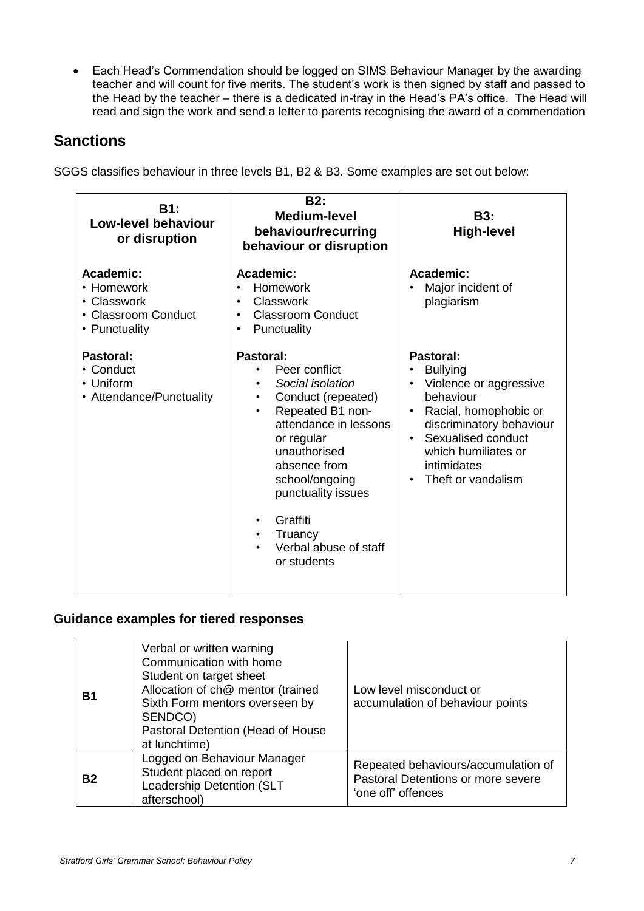- Each Head's Commendation should be logged on SIMS Behaviour Manager by the awarding teacher and will count for five merits. The student's work is then signed by staff and passed to the Head by the teacher – there is a dedicated in-tray in the Head's PA's office. The Head will read and sign the work and send a letter to parents recognising the award of a commendation

## Sanctions

SGGS classifies behaviour in three levels B1, B2 & B3. Some examples are set out below:

| B1: Low-level behaviour or disruption | B2: Medium-level behaviour/recurring behaviour or disruption | B3: High-level |
|---|---|---|
| **Academic:**<br>• Homework<br>• Classwork<br>• Classroom Conduct<br>• Punctuality | **Academic:**<br>• Homework<br>• Classwork<br>• Classroom Conduct<br>• Punctuality | **Academic:**<br>• Major incident of plagiarism |
| **Pastoral:**<br>• Conduct<br>• Uniform<br>• Attendance/Punctuality | **Pastoral:**<br>• Peer conflict<br>• *Social isolation*<br>• Conduct (repeated)<br>• Repeated B1 non-attendance in lessons or regular unauthorised absence from school/ongoing punctuality issues<br>• Graffiti<br>• Truancy<br>• Verbal abuse of staff or students | **Pastoral:**<br>• Bullying<br>• Violence or aggressive behaviour<br>• Racial, homophobic or discriminatory behaviour<br>• Sexualised conduct which humiliates or intimidates<br>• Theft or vandalism |

### Guidance examples for tiered responses

| | | |
|---|---|---|
| **B1** | Verbal or written warning<br>Communication with home<br>Student on target sheet<br>Allocation of ch@ mentor (trained Sixth Form mentors overseen by SENDCO)<br>Pastoral Detention (Head of House at lunchtime) | Low level misconduct or accumulation of behaviour points |
| **B2** | Logged on Behaviour Manager<br>Student placed on report<br>Leadership Detention (SLT afterschool) | Repeated behaviours/accumulation of Pastoral Detentions or more severe 'one off' offences |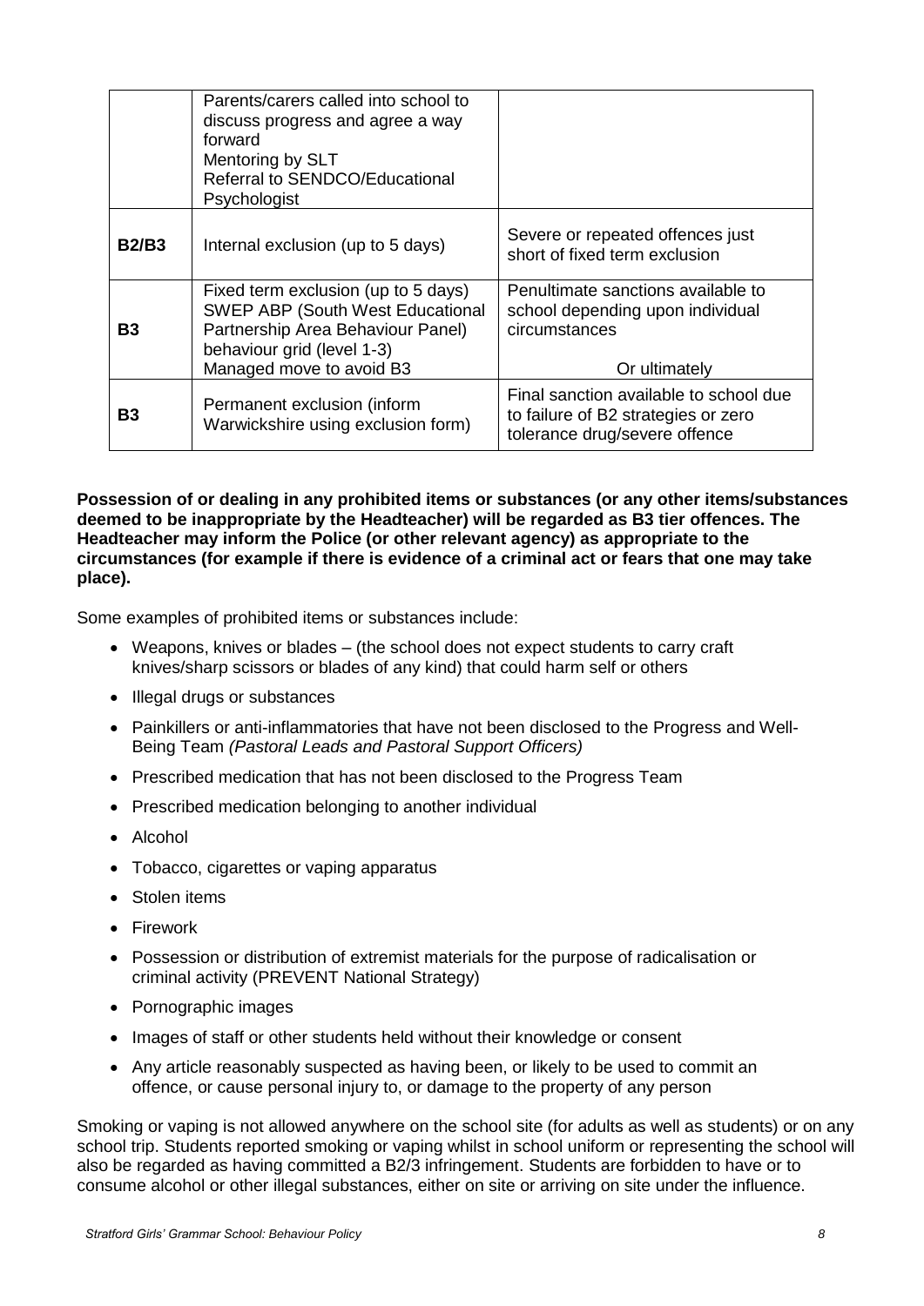| | | |
|---|---|---|
| | Parents/carers called into school to discuss progress and agree a way forward<br>Mentoring by SLT<br>Referral to SENDCO/Educational Psychologist | |
| **B2/B3** | Internal exclusion (up to 5 days) | Severe or repeated offences just short of fixed term exclusion |
| **B3** | Fixed term exclusion (up to 5 days)<br>SWEP ABP (South West Educational Partnership Area Behaviour Panel) behaviour grid (level 1-3)<br>Managed move to avoid B3 | Penultimate sanctions available to school depending upon individual circumstances<br><br>Or ultimately |
| **B3** | Permanent exclusion (inform Warwickshire using exclusion form) | Final sanction available to school due to failure of B2 strategies or zero tolerance drug/severe offence |

**Possession of or dealing in any prohibited items or substances (or any other items/substances deemed to be inappropriate by the Headteacher) will be regarded as B3 tier offences. The Headteacher may inform the Police (or other relevant agency) as appropriate to the circumstances (for example if there is evidence of a criminal act or fears that one may take place).**

Some examples of prohibited items or substances include:

- Weapons, knives or blades – (the school does not expect students to carry craft knives/sharp scissors or blades of any kind) that could harm self or others
- Illegal drugs or substances
- Painkillers or anti-inflammatories that have not been disclosed to the Progress and Well-Being Team *(Pastoral Leads and Pastoral Support Officers)*
- Prescribed medication that has not been disclosed to the Progress Team
- Prescribed medication belonging to another individual
- Alcohol
- Tobacco, cigarettes or vaping apparatus
- Stolen items
- Firework
- Possession or distribution of extremist materials for the purpose of radicalisation or criminal activity (PREVENT National Strategy)
- Pornographic images
- Images of staff or other students held without their knowledge or consent
- Any article reasonably suspected as having been, or likely to be used to commit an offence, or cause personal injury to, or damage to the property of any person

Smoking or vaping is not allowed anywhere on the school site (for adults as well as students) or on any school trip. Students reported smoking or vaping whilst in school uniform or representing the school will also be regarded as having committed a B2/3 infringement. Students are forbidden to have or to consume alcohol or other illegal substances, either on site or arriving on site under the influence.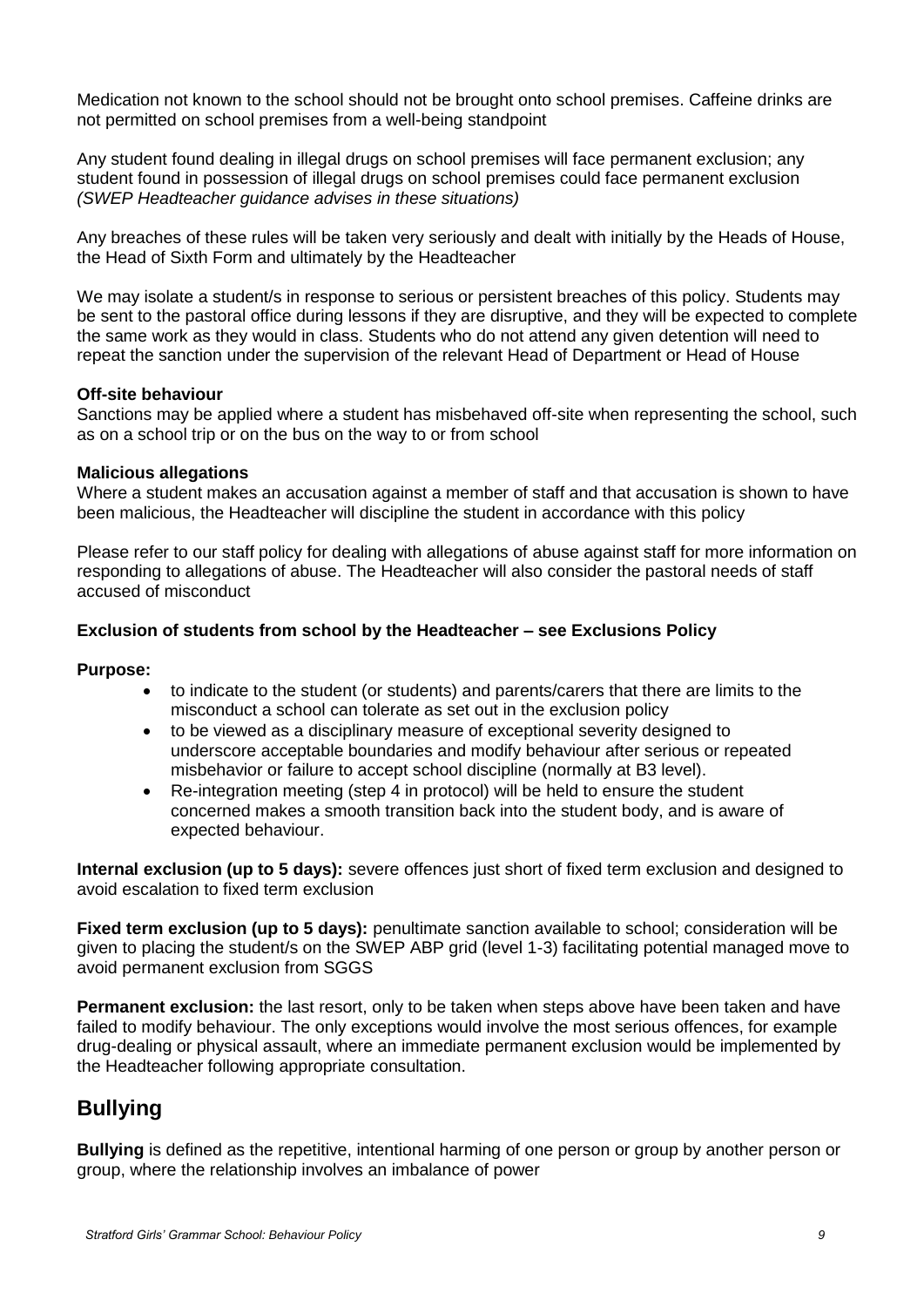Medication not known to the school should not be brought onto school premises. Caffeine drinks are not permitted on school premises from a well-being standpoint

Any student found dealing in illegal drugs on school premises will face permanent exclusion; any student found in possession of illegal drugs on school premises could face permanent exclusion *(SWEP Headteacher guidance advises in these situations)*

Any breaches of these rules will be taken very seriously and dealt with initially by the Heads of House, the Head of Sixth Form and ultimately by the Headteacher

We may isolate a student/s in response to serious or persistent breaches of this policy. Students may be sent to the pastoral office during lessons if they are disruptive, and they will be expected to complete the same work as they would in class. Students who do not attend any given detention will need to repeat the sanction under the supervision of the relevant Head of Department or Head of House

**Off-site behaviour**
Sanctions may be applied where a student has misbehaved off-site when representing the school, such as on a school trip or on the bus on the way to or from school

**Malicious allegations**
Where a student makes an accusation against a member of staff and that accusation is shown to have been malicious, the Headteacher will discipline the student in accordance with this policy

Please refer to our staff policy for dealing with allegations of abuse against staff for more information on responding to allegations of abuse. The Headteacher will also consider the pastoral needs of staff accused of misconduct

**Exclusion of students from school by the Headteacher – see Exclusions Policy**

**Purpose:**

- to indicate to the student (or students) and parents/carers that there are limits to the misconduct a school can tolerate as set out in the exclusion policy
- to be viewed as a disciplinary measure of exceptional severity designed to underscore acceptable boundaries and modify behaviour after serious or repeated misbehavior or failure to accept school discipline (normally at B3 level).
- Re-integration meeting (step 4 in protocol) will be held to ensure the student concerned makes a smooth transition back into the student body, and is aware of expected behaviour.

**Internal exclusion (up to 5 days):** severe offences just short of fixed term exclusion and designed to avoid escalation to fixed term exclusion

**Fixed term exclusion (up to 5 days):** penultimate sanction available to school; consideration will be given to placing the student/s on the SWEP ABP grid (level 1-3) facilitating potential managed move to avoid permanent exclusion from SGGS

**Permanent exclusion:** the last resort, only to be taken when steps above have been taken and have failed to modify behaviour. The only exceptions would involve the most serious offences, for example drug-dealing or physical assault, where an immediate permanent exclusion would be implemented by the Headteacher following appropriate consultation.

## Bullying

**Bullying** is defined as the repetitive, intentional harming of one person or group by another person or group, where the relationship involves an imbalance of power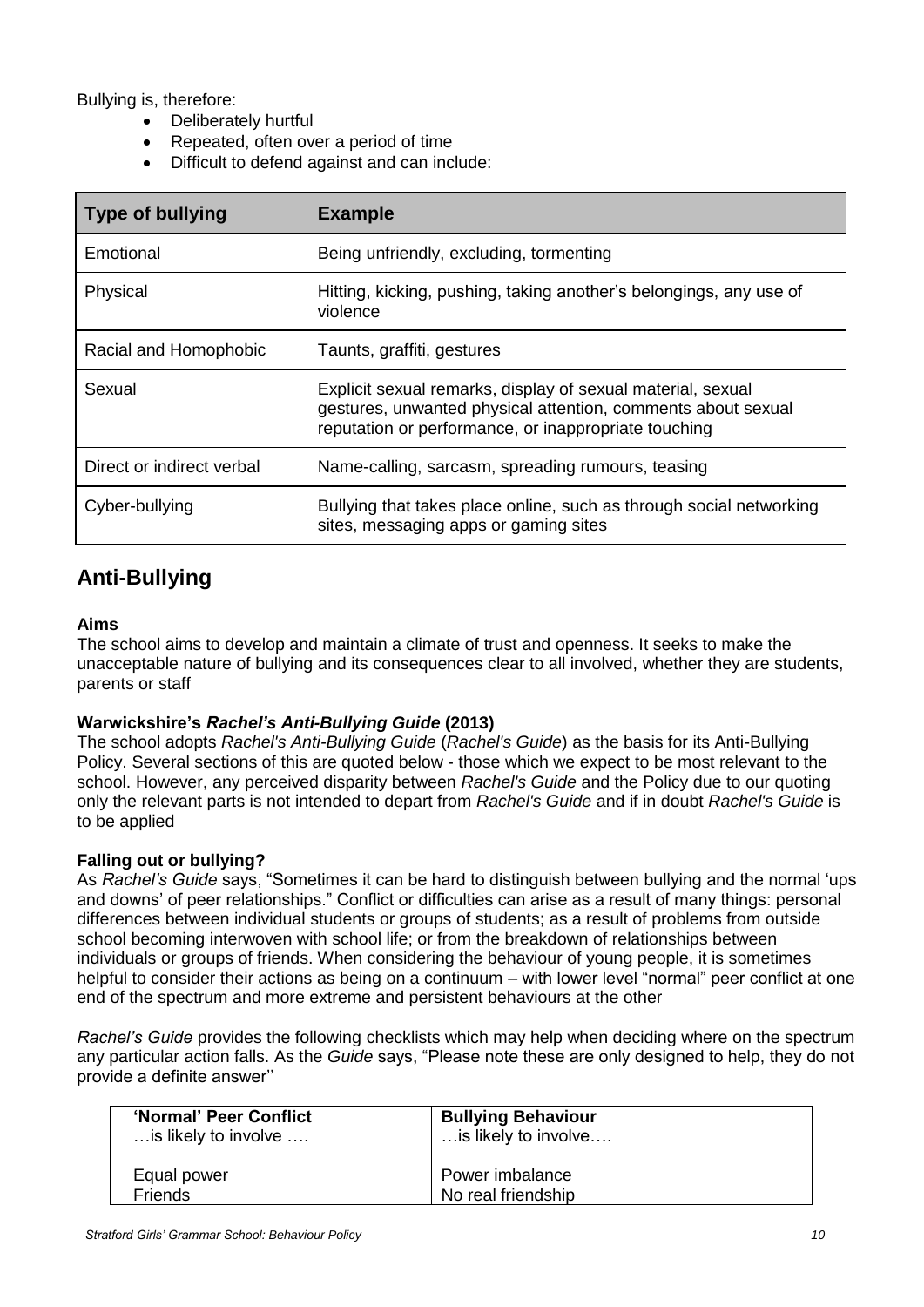Bullying is, therefore:

- Deliberately hurtful
- Repeated, often over a period of time
- Difficult to defend against and can include:

| Type of bullying | Example |
|---|---|
| Emotional | Being unfriendly, excluding, tormenting |
| Physical | Hitting, kicking, pushing, taking another's belongings, any use of violence |
| Racial and Homophobic | Taunts, graffiti, gestures |
| Sexual | Explicit sexual remarks, display of sexual material, sexual gestures, unwanted physical attention, comments about sexual reputation or performance, or inappropriate touching |
| Direct or indirect verbal | Name-calling, sarcasm, spreading rumours, teasing |
| Cyber-bullying | Bullying that takes place online, such as through social networking sites, messaging apps or gaming sites |

## Anti-Bullying

**Aims**

The school aims to develop and maintain a climate of trust and openness. It seeks to make the unacceptable nature of bullying and its consequences clear to all involved, whether they are students, parents or staff

**Warwickshire's *Rachel's Anti-Bullying Guide* (2013)**

The school adopts *Rachel's Anti-Bullying Guide* (*Rachel's Guide*) as the basis for its Anti-Bullying Policy. Several sections of this are quoted below - those which we expect to be most relevant to the school. However, any perceived disparity between *Rachel's Guide* and the Policy due to our quoting only the relevant parts is not intended to depart from *Rachel's Guide* and if in doubt *Rachel's Guide* is to be applied

**Falling out or bullying?**

As *Rachel's Guide* says, "Sometimes it can be hard to distinguish between bullying and the normal 'ups and downs' of peer relationships." Conflict or difficulties can arise as a result of many things: personal differences between individual students or groups of students; as a result of problems from outside school becoming interwoven with school life; or from the breakdown of relationships between individuals or groups of friends. When considering the behaviour of young people, it is sometimes helpful to consider their actions as being on a continuum – with lower level "normal" peer conflict at one end of the spectrum and more extreme and persistent behaviours at the other

*Rachel's Guide* provides the following checklists which may help when deciding where on the spectrum any particular action falls. As the *Guide* says, "Please note these are only designed to help, they do not provide a definite answer''

| 'Normal' Peer Conflict<br>…is likely to involve …. | Bullying Behaviour<br>…is likely to involve…. |
|---|---|
| Equal power | Power imbalance |
| Friends | No real friendship |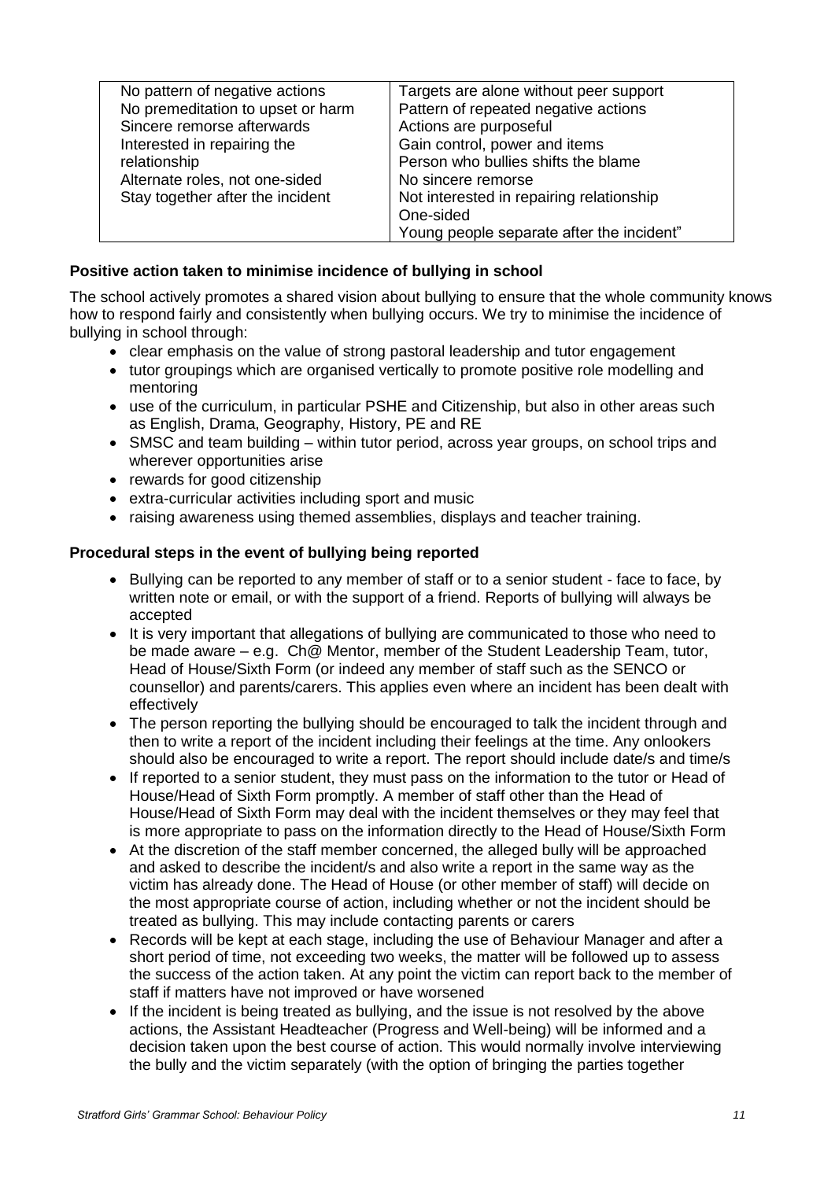| | |
|---|---|
| No pattern of negative actions<br>No premeditation to upset or harm<br>Sincere remorse afterwards<br>Interested in repairing the relationship<br>Alternate roles, not one-sided<br>Stay together after the incident | Targets are alone without peer support<br>Pattern of repeated negative actions<br>Actions are purposeful<br>Gain control, power and items<br>Person who bullies shifts the blame<br>No sincere remorse<br>Not interested in repairing relationship<br>One-sided<br>Young people separate after the incident" |

**Positive action taken to minimise incidence of bullying in school**

The school actively promotes a shared vision about bullying to ensure that the whole community knows how to respond fairly and consistently when bullying occurs. We try to minimise the incidence of bullying in school through:

- clear emphasis on the value of strong pastoral leadership and tutor engagement
- tutor groupings which are organised vertically to promote positive role modelling and mentoring
- use of the curriculum, in particular PSHE and Citizenship, but also in other areas such as English, Drama, Geography, History, PE and RE
- SMSC and team building – within tutor period, across year groups, on school trips and wherever opportunities arise
- rewards for good citizenship
- extra-curricular activities including sport and music
- raising awareness using themed assemblies, displays and teacher training.

**Procedural steps in the event of bullying being reported**

- Bullying can be reported to any member of staff or to a senior student - face to face, by written note or email, or with the support of a friend. Reports of bullying will always be accepted
- It is very important that allegations of bullying are communicated to those who need to be made aware – e.g. Ch@ Mentor, member of the Student Leadership Team, tutor, Head of House/Sixth Form (or indeed any member of staff such as the SENCO or counsellor) and parents/carers. This applies even where an incident has been dealt with effectively
- The person reporting the bullying should be encouraged to talk the incident through and then to write a report of the incident including their feelings at the time. Any onlookers should also be encouraged to write a report. The report should include date/s and time/s
- If reported to a senior student, they must pass on the information to the tutor or Head of House/Head of Sixth Form promptly. A member of staff other than the Head of House/Head of Sixth Form may deal with the incident themselves or they may feel that is more appropriate to pass on the information directly to the Head of House/Sixth Form
- At the discretion of the staff member concerned, the alleged bully will be approached and asked to describe the incident/s and also write a report in the same way as the victim has already done. The Head of House (or other member of staff) will decide on the most appropriate course of action, including whether or not the incident should be treated as bullying. This may include contacting parents or carers
- Records will be kept at each stage, including the use of Behaviour Manager and after a short period of time, not exceeding two weeks, the matter will be followed up to assess the success of the action taken. At any point the victim can report back to the member of staff if matters have not improved or have worsened
- If the incident is being treated as bullying, and the issue is not resolved by the above actions, the Assistant Headteacher (Progress and Well-being) will be informed and a decision taken upon the best course of action. This would normally involve interviewing the bully and the victim separately (with the option of bringing the parties together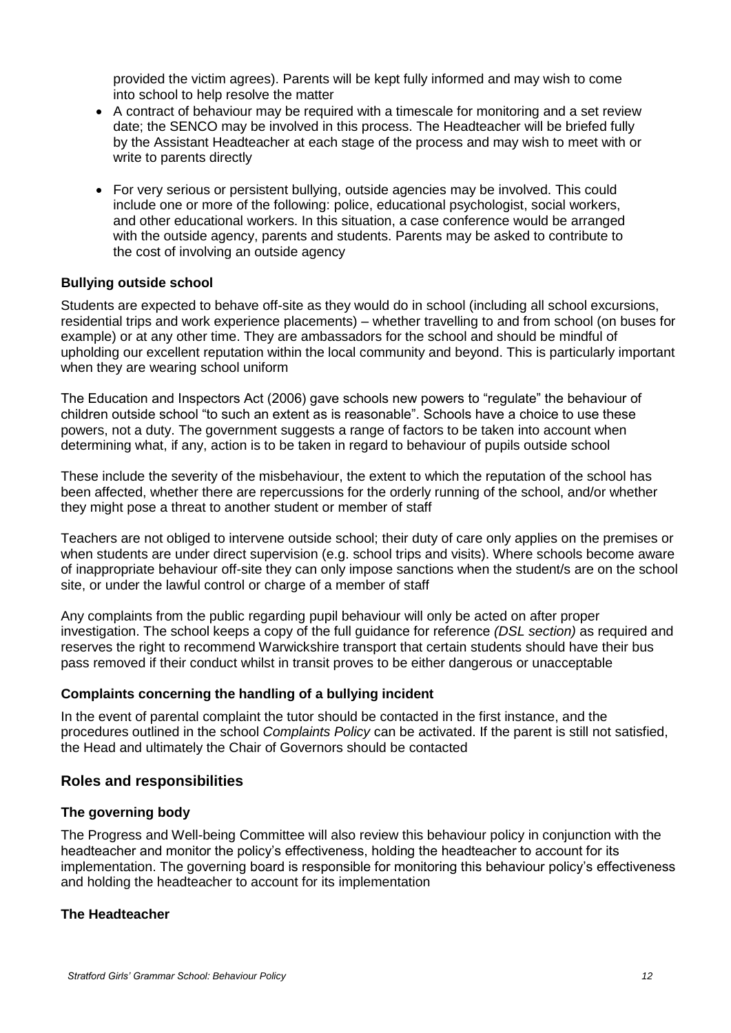provided the victim agrees). Parents will be kept fully informed and may wish to come into school to help resolve the matter

- A contract of behaviour may be required with a timescale for monitoring and a set review date; the SENCO may be involved in this process. The Headteacher will be briefed fully by the Assistant Headteacher at each stage of the process and may wish to meet with or write to parents directly
- For very serious or persistent bullying, outside agencies may be involved. This could include one or more of the following: police, educational psychologist, social workers, and other educational workers. In this situation, a case conference would be arranged with the outside agency, parents and students. Parents may be asked to contribute to the cost of involving an outside agency

### Bullying outside school

Students are expected to behave off-site as they would do in school (including all school excursions, residential trips and work experience placements) – whether travelling to and from school (on buses for example) or at any other time. They are ambassadors for the school and should be mindful of upholding our excellent reputation within the local community and beyond. This is particularly important when they are wearing school uniform

The Education and Inspectors Act (2006) gave schools new powers to "regulate" the behaviour of children outside school "to such an extent as is reasonable". Schools have a choice to use these powers, not a duty. The government suggests a range of factors to be taken into account when determining what, if any, action is to be taken in regard to behaviour of pupils outside school

These include the severity of the misbehaviour, the extent to which the reputation of the school has been affected, whether there are repercussions for the orderly running of the school, and/or whether they might pose a threat to another student or member of staff

Teachers are not obliged to intervene outside school; their duty of care only applies on the premises or when students are under direct supervision (e.g. school trips and visits). Where schools become aware of inappropriate behaviour off-site they can only impose sanctions when the student/s are on the school site, or under the lawful control or charge of a member of staff

Any complaints from the public regarding pupil behaviour will only be acted on after proper investigation. The school keeps a copy of the full guidance for reference *(DSL section)* as required and reserves the right to recommend Warwickshire transport that certain students should have their bus pass removed if their conduct whilst in transit proves to be either dangerous or unacceptable

### Complaints concerning the handling of a bullying incident

In the event of parental complaint the tutor should be contacted in the first instance, and the procedures outlined in the school *Complaints Policy* can be activated. If the parent is still not satisfied, the Head and ultimately the Chair of Governors should be contacted

## Roles and responsibilities

### The governing body

The Progress and Well-being Committee will also review this behaviour policy in conjunction with the headteacher and monitor the policy's effectiveness, holding the headteacher to account for its implementation. The governing board is responsible for monitoring this behaviour policy's effectiveness and holding the headteacher to account for its implementation

### The Headteacher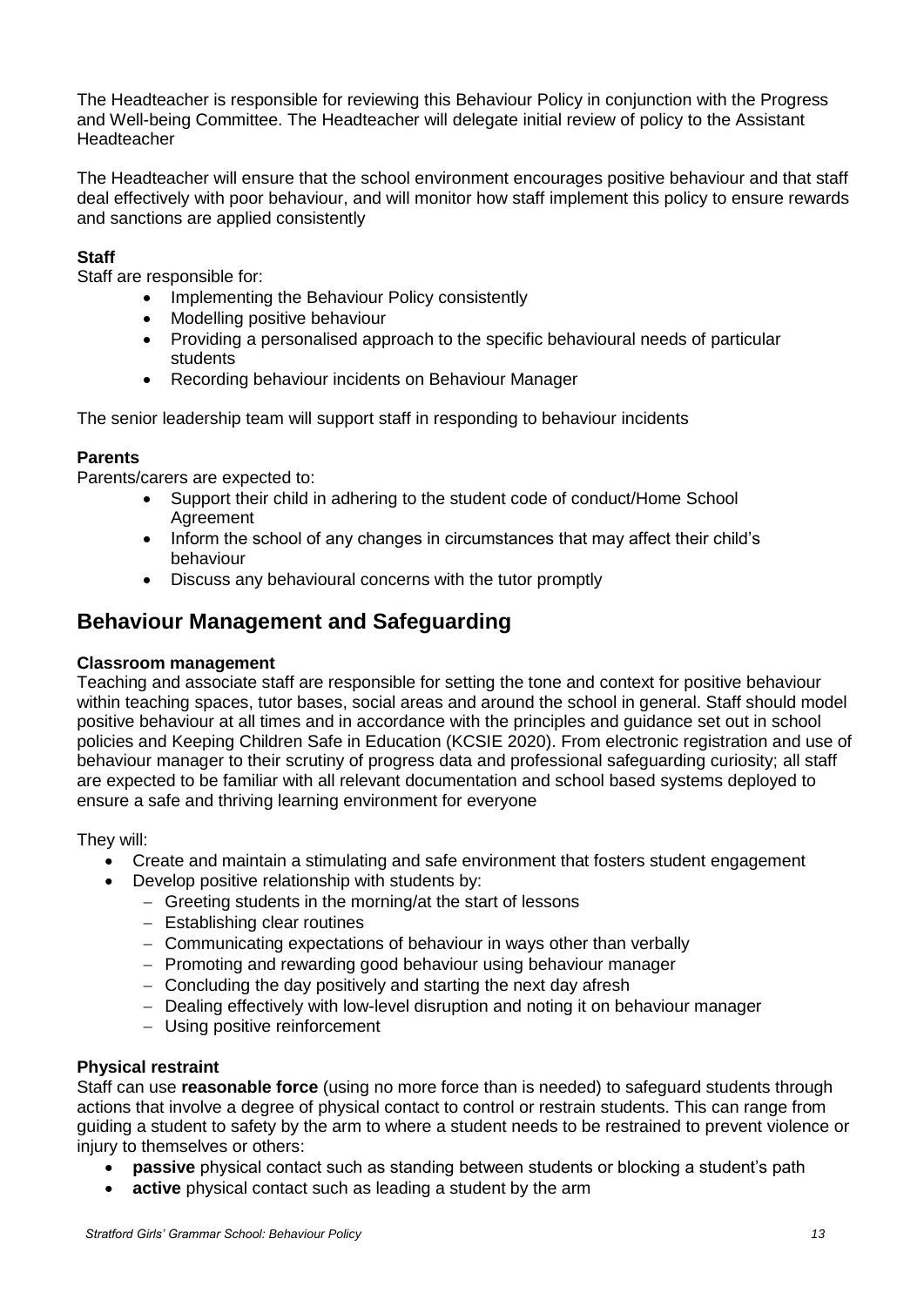The Headteacher is responsible for reviewing this Behaviour Policy in conjunction with the Progress and Well-being Committee. The Headteacher will delegate initial review of policy to the Assistant Headteacher

The Headteacher will ensure that the school environment encourages positive behaviour and that staff deal effectively with poor behaviour, and will monitor how staff implement this policy to ensure rewards and sanctions are applied consistently

**Staff**

Staff are responsible for:

- Implementing the Behaviour Policy consistently
- Modelling positive behaviour
- Providing a personalised approach to the specific behavioural needs of particular students
- Recording behaviour incidents on Behaviour Manager

The senior leadership team will support staff in responding to behaviour incidents

**Parents**

Parents/carers are expected to:

- Support their child in adhering to the student code of conduct/Home School Agreement
- Inform the school of any changes in circumstances that may affect their child's behaviour
- Discuss any behavioural concerns with the tutor promptly

## Behaviour Management and Safeguarding

**Classroom management**

Teaching and associate staff are responsible for setting the tone and context for positive behaviour within teaching spaces, tutor bases, social areas and around the school in general. Staff should model positive behaviour at all times and in accordance with the principles and guidance set out in school policies and Keeping Children Safe in Education (KCSIE 2020). From electronic registration and use of behaviour manager to their scrutiny of progress data and professional safeguarding curiosity; all staff are expected to be familiar with all relevant documentation and school based systems deployed to ensure a safe and thriving learning environment for everyone

They will:

- Create and maintain a stimulating and safe environment that fosters student engagement
- Develop positive relationship with students by:
  - Greeting students in the morning/at the start of lessons
  - Establishing clear routines
  - Communicating expectations of behaviour in ways other than verbally
  - Promoting and rewarding good behaviour using behaviour manager
  - Concluding the day positively and starting the next day afresh
  - Dealing effectively with low-level disruption and noting it on behaviour manager
  - Using positive reinforcement

**Physical restraint**

Staff can use **reasonable force** (using no more force than is needed) to safeguard students through actions that involve a degree of physical contact to control or restrain students. This can range from guiding a student to safety by the arm to where a student needs to be restrained to prevent violence or injury to themselves or others:

- **passive** physical contact such as standing between students or blocking a student's path
- **active** physical contact such as leading a student by the arm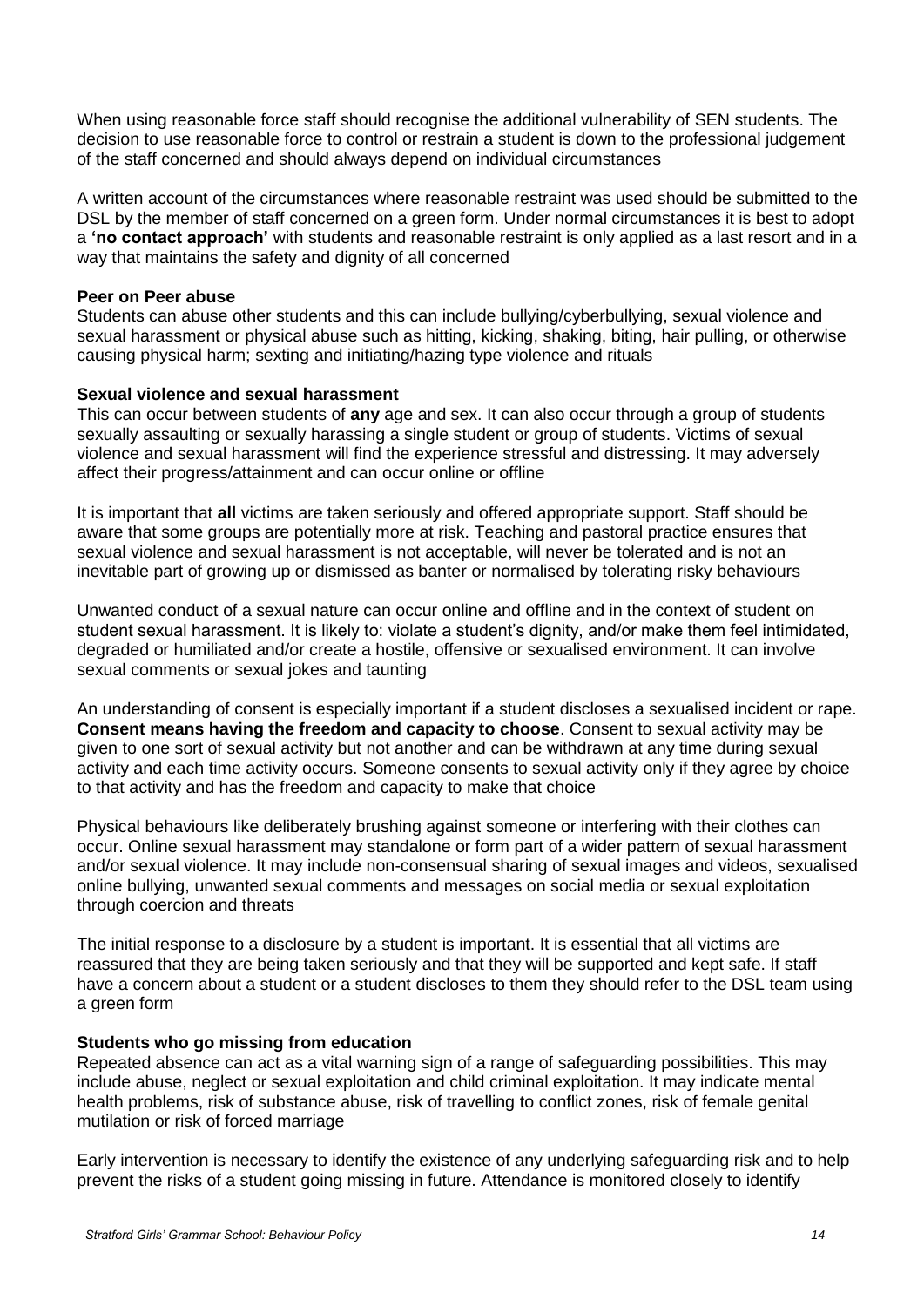When using reasonable force staff should recognise the additional vulnerability of SEN students. The decision to use reasonable force to control or restrain a student is down to the professional judgement of the staff concerned and should always depend on individual circumstances

A written account of the circumstances where reasonable restraint was used should be submitted to the DSL by the member of staff concerned on a green form. Under normal circumstances it is best to adopt a **'no contact approach'** with students and reasonable restraint is only applied as a last resort and in a way that maintains the safety and dignity of all concerned

**Peer on Peer abuse**

Students can abuse other students and this can include bullying/cyberbullying, sexual violence and sexual harassment or physical abuse such as hitting, kicking, shaking, biting, hair pulling, or otherwise causing physical harm; sexting and initiating/hazing type violence and rituals

**Sexual violence and sexual harassment**

This can occur between students of **any** age and sex. It can also occur through a group of students sexually assaulting or sexually harassing a single student or group of students. Victims of sexual violence and sexual harassment will find the experience stressful and distressing. It may adversely affect their progress/attainment and can occur online or offline

It is important that **all** victims are taken seriously and offered appropriate support. Staff should be aware that some groups are potentially more at risk. Teaching and pastoral practice ensures that sexual violence and sexual harassment is not acceptable, will never be tolerated and is not an inevitable part of growing up or dismissed as banter or normalised by tolerating risky behaviours

Unwanted conduct of a sexual nature can occur online and offline and in the context of student on student sexual harassment. It is likely to: violate a student's dignity, and/or make them feel intimidated, degraded or humiliated and/or create a hostile, offensive or sexualised environment. It can involve sexual comments or sexual jokes and taunting

An understanding of consent is especially important if a student discloses a sexualised incident or rape. **Consent means having the freedom and capacity to choose**. Consent to sexual activity may be given to one sort of sexual activity but not another and can be withdrawn at any time during sexual activity and each time activity occurs. Someone consents to sexual activity only if they agree by choice to that activity and has the freedom and capacity to make that choice

Physical behaviours like deliberately brushing against someone or interfering with their clothes can occur. Online sexual harassment may standalone or form part of a wider pattern of sexual harassment and/or sexual violence. It may include non-consensual sharing of sexual images and videos, sexualised online bullying, unwanted sexual comments and messages on social media or sexual exploitation through coercion and threats

The initial response to a disclosure by a student is important. It is essential that all victims are reassured that they are being taken seriously and that they will be supported and kept safe. If staff have a concern about a student or a student discloses to them they should refer to the DSL team using a green form

**Students who go missing from education**

Repeated absence can act as a vital warning sign of a range of safeguarding possibilities. This may include abuse, neglect or sexual exploitation and child criminal exploitation. It may indicate mental health problems, risk of substance abuse, risk of travelling to conflict zones, risk of female genital mutilation or risk of forced marriage

Early intervention is necessary to identify the existence of any underlying safeguarding risk and to help prevent the risks of a student going missing in future. Attendance is monitored closely to identify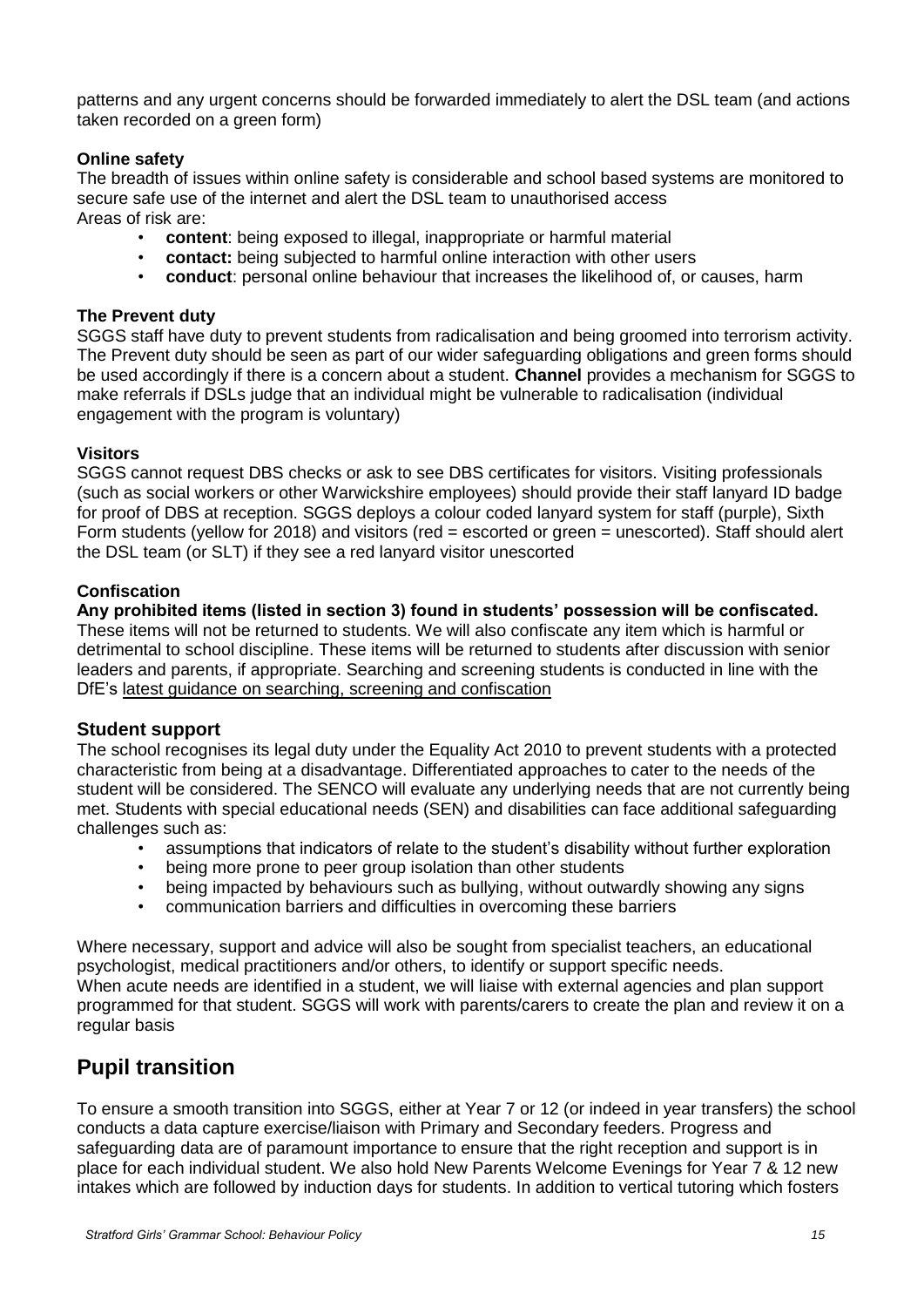patterns and any urgent concerns should be forwarded immediately to alert the DSL team (and actions taken recorded on a green form)

### Online safety

The breadth of issues within online safety is considerable and school based systems are monitored to secure safe use of the internet and alert the DSL team to unauthorised access
Areas of risk are:

- **content**: being exposed to illegal, inappropriate or harmful material
- **contact:** being subjected to harmful online interaction with other users
- **conduct**: personal online behaviour that increases the likelihood of, or causes, harm

### The Prevent duty

SGGS staff have duty to prevent students from radicalisation and being groomed into terrorism activity. The Prevent duty should be seen as part of our wider safeguarding obligations and green forms should be used accordingly if there is a concern about a student. **Channel** provides a mechanism for SGGS to make referrals if DSLs judge that an individual might be vulnerable to radicalisation (individual engagement with the program is voluntary)

### Visitors

SGGS cannot request DBS checks or ask to see DBS certificates for visitors. Visiting professionals (such as social workers or other Warwickshire employees) should provide their staff lanyard ID badge for proof of DBS at reception. SGGS deploys a colour coded lanyard system for staff (purple), Sixth Form students (yellow for 2018) and visitors (red = escorted or green = unescorted). Staff should alert the DSL team (or SLT) if they see a red lanyard visitor unescorted

### Confiscation

**Any prohibited items (listed in section 3) found in students' possession will be confiscated.** These items will not be returned to students. We will also confiscate any item which is harmful or detrimental to school discipline. These items will be returned to students after discussion with senior leaders and parents, if appropriate. Searching and screening students is conducted in line with the DfE's latest guidance on searching, screening and confiscation

## Student support

The school recognises its legal duty under the Equality Act 2010 to prevent students with a protected characteristic from being at a disadvantage. Differentiated approaches to cater to the needs of the student will be considered. The SENCO will evaluate any underlying needs that are not currently being met. Students with special educational needs (SEN) and disabilities can face additional safeguarding challenges such as:

- assumptions that indicators of relate to the student's disability without further exploration
- being more prone to peer group isolation than other students
- being impacted by behaviours such as bullying, without outwardly showing any signs
- communication barriers and difficulties in overcoming these barriers

Where necessary, support and advice will also be sought from specialist teachers, an educational psychologist, medical practitioners and/or others, to identify or support specific needs.
When acute needs are identified in a student, we will liaise with external agencies and plan support programmed for that student. SGGS will work with parents/carers to create the plan and review it on a regular basis

# Pupil transition

To ensure a smooth transition into SGGS, either at Year 7 or 12 (or indeed in year transfers) the school conducts a data capture exercise/liaison with Primary and Secondary feeders. Progress and safeguarding data are of paramount importance to ensure that the right reception and support is in place for each individual student. We also hold New Parents Welcome Evenings for Year 7 & 12 new intakes which are followed by induction days for students. In addition to vertical tutoring which fosters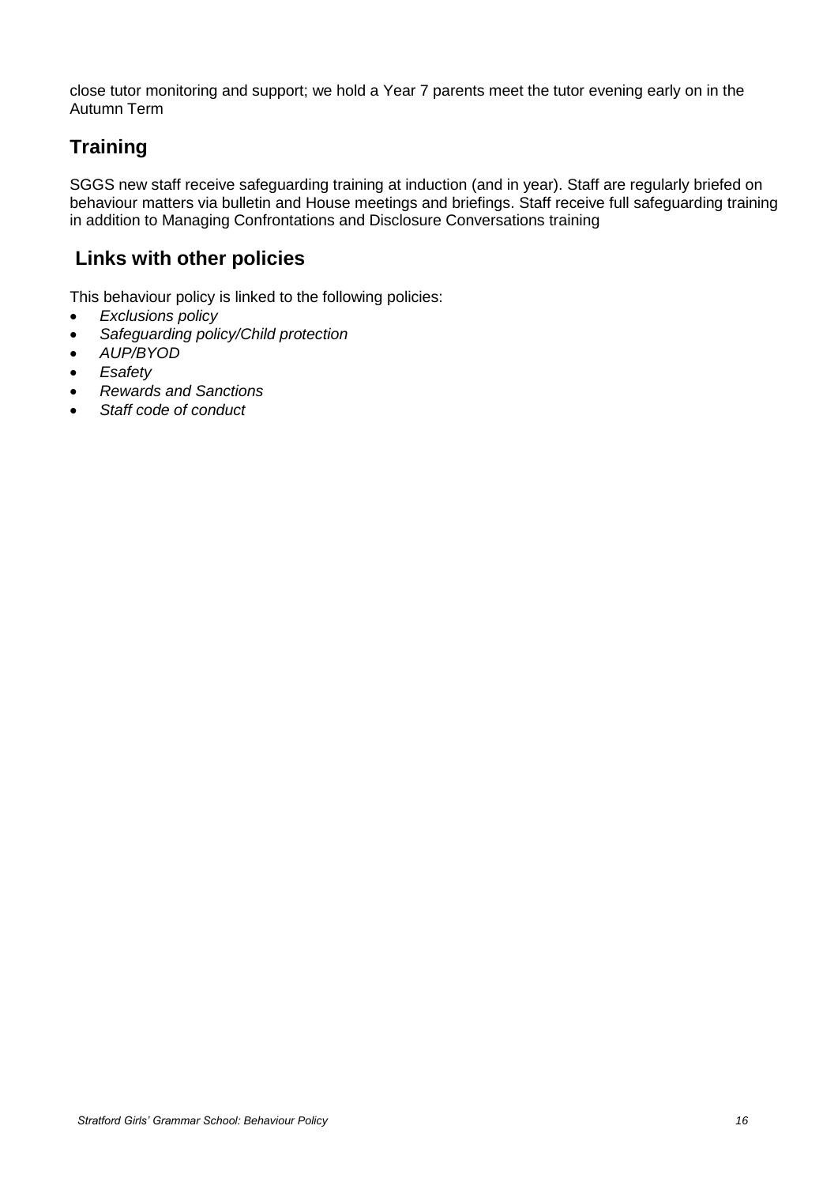close tutor monitoring and support; we hold a Year 7 parents meet the tutor evening early on in the Autumn Term

## Training

SGGS new staff receive safeguarding training at induction (and in year). Staff are regularly briefed on behaviour matters via bulletin and House meetings and briefings. Staff receive full safeguarding training in addition to Managing Confrontations and Disclosure Conversations training

## Links with other policies

This behaviour policy is linked to the following policies:

- *Exclusions policy*
- *Safeguarding policy/Child protection*
- *AUP/BYOD*
- *Esafety*
- *Rewards and Sanctions*
- *Staff code of conduct*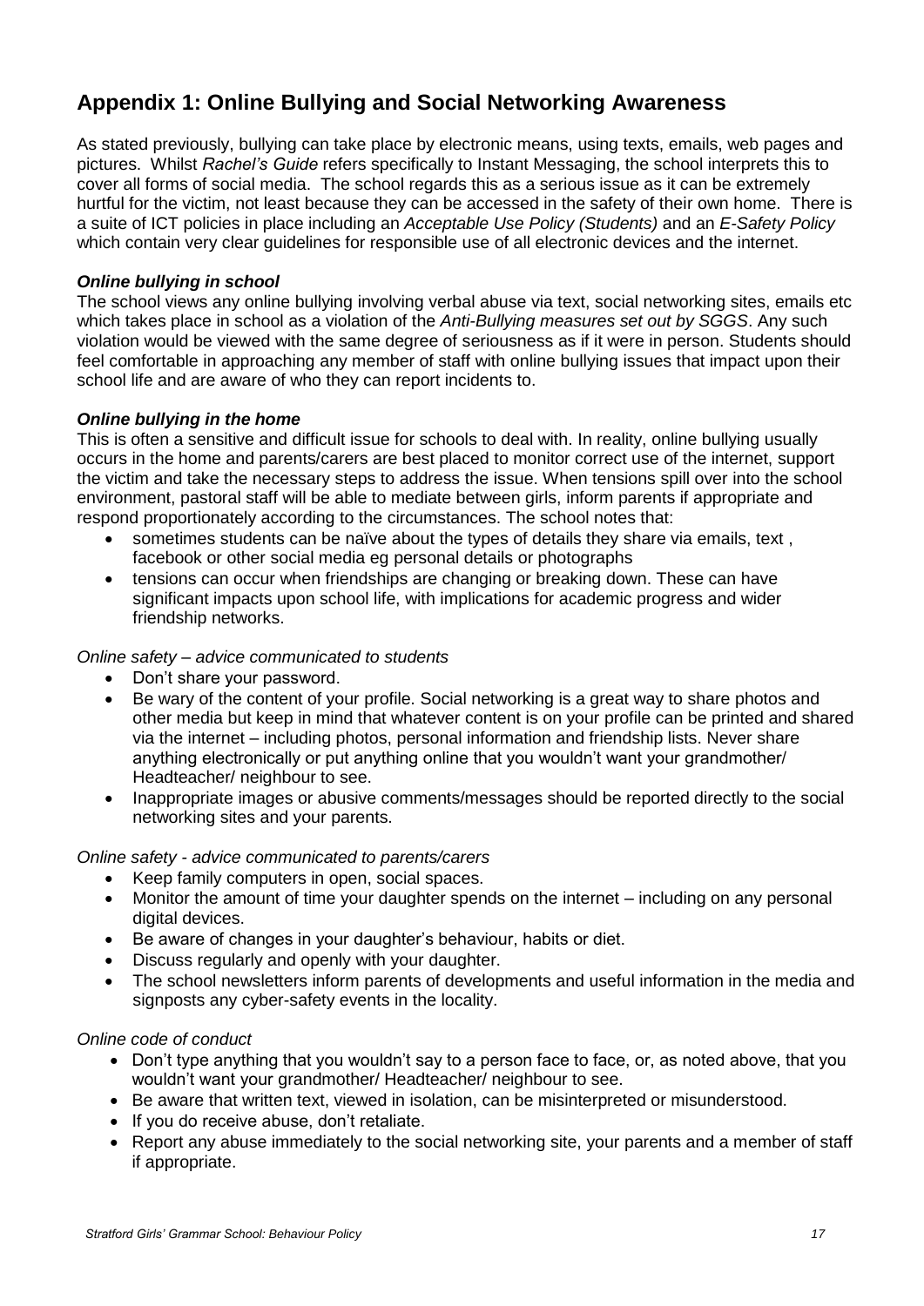## Appendix 1: Online Bullying and Social Networking Awareness

As stated previously, bullying can take place by electronic means, using texts, emails, web pages and pictures. Whilst *Rachel's Guide* refers specifically to Instant Messaging, the school interprets this to cover all forms of social media. The school regards this as a serious issue as it can be extremely hurtful for the victim, not least because they can be accessed in the safety of their own home. There is a suite of ICT policies in place including an *Acceptable Use Policy (Students)* and an *E-Safety Policy* which contain very clear guidelines for responsible use of all electronic devices and the internet.

### *Online bullying in school*

The school views any online bullying involving verbal abuse via text, social networking sites, emails etc which takes place in school as a violation of the *Anti-Bullying measures set out by SGGS*. Any such violation would be viewed with the same degree of seriousness as if it were in person. Students should feel comfortable in approaching any member of staff with online bullying issues that impact upon their school life and are aware of who they can report incidents to.

### *Online bullying in the home*

This is often a sensitive and difficult issue for schools to deal with. In reality, online bullying usually occurs in the home and parents/carers are best placed to monitor correct use of the internet, support the victim and take the necessary steps to address the issue. When tensions spill over into the school environment, pastoral staff will be able to mediate between girls, inform parents if appropriate and respond proportionately according to the circumstances. The school notes that:

- sometimes students can be naïve about the types of details they share via emails, text , facebook or other social media eg personal details or photographs
- tensions can occur when friendships are changing or breaking down. These can have significant impacts upon school life, with implications for academic progress and wider friendship networks.

*Online safety – advice communicated to students*

- Don't share your password.
- Be wary of the content of your profile. Social networking is a great way to share photos and other media but keep in mind that whatever content is on your profile can be printed and shared via the internet – including photos, personal information and friendship lists. Never share anything electronically or put anything online that you wouldn't want your grandmother/ Headteacher/ neighbour to see.
- Inappropriate images or abusive comments/messages should be reported directly to the social networking sites and your parents.

*Online safety - advice communicated to parents/carers*

- Keep family computers in open, social spaces.
- Monitor the amount of time your daughter spends on the internet – including on any personal digital devices.
- Be aware of changes in your daughter's behaviour, habits or diet.
- Discuss regularly and openly with your daughter.
- The school newsletters inform parents of developments and useful information in the media and signposts any cyber-safety events in the locality.

*Online code of conduct*

- Don't type anything that you wouldn't say to a person face to face, or, as noted above, that you wouldn't want your grandmother/ Headteacher/ neighbour to see.
- Be aware that written text, viewed in isolation, can be misinterpreted or misunderstood.
- If you do receive abuse, don't retaliate.
- Report any abuse immediately to the social networking site, your parents and a member of staff if appropriate.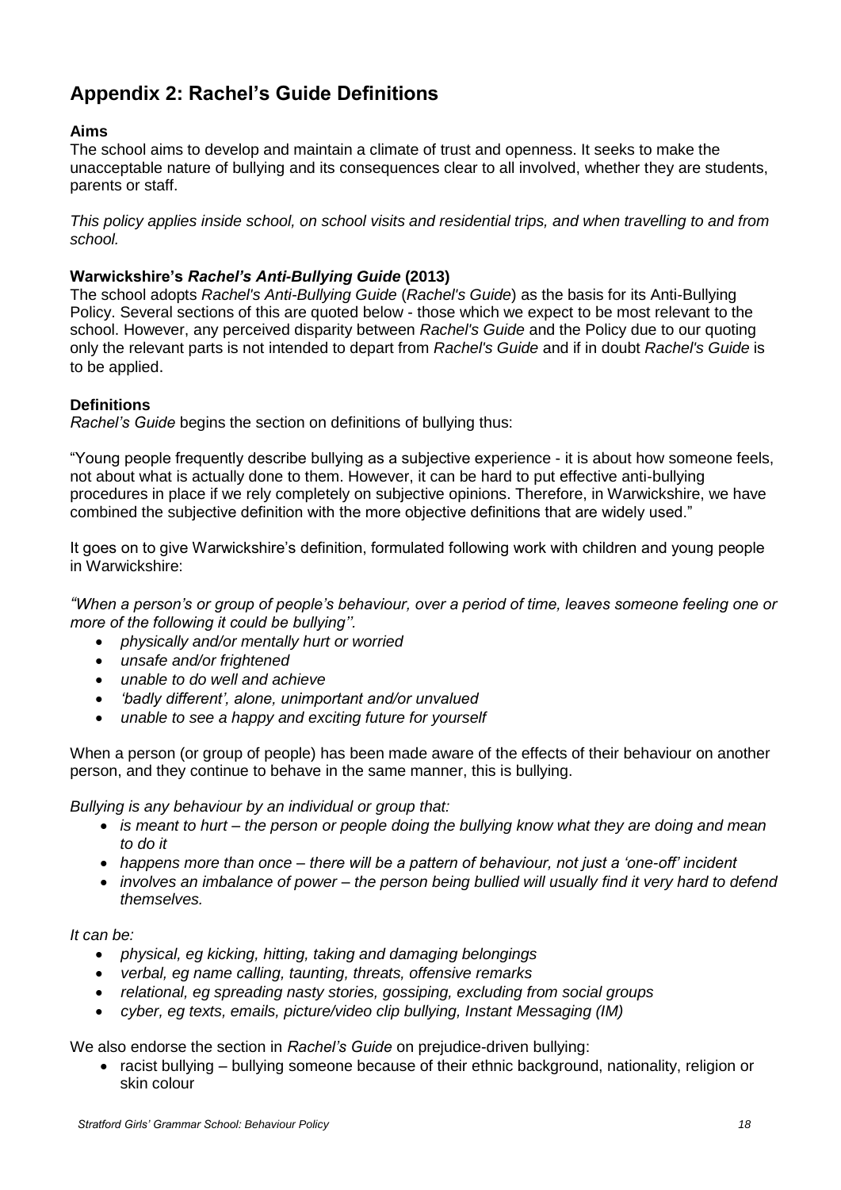## Appendix 2: Rachel's Guide Definitions

**Aims**

The school aims to develop and maintain a climate of trust and openness. It seeks to make the unacceptable nature of bullying and its consequences clear to all involved, whether they are students, parents or staff.

*This policy applies inside school, on school visits and residential trips, and when travelling to and from school.*

**Warwickshire's *Rachel's Anti-Bullying Guide* (2013)**

The school adopts *Rachel's Anti-Bullying Guide* (*Rachel's Guide*) as the basis for its Anti-Bullying Policy. Several sections of this are quoted below - those which we expect to be most relevant to the school. However, any perceived disparity between *Rachel's Guide* and the Policy due to our quoting only the relevant parts is not intended to depart from *Rachel's Guide* and if in doubt *Rachel's Guide* is to be applied.

**Definitions**

*Rachel's Guide* begins the section on definitions of bullying thus:

"Young people frequently describe bullying as a subjective experience - it is about how someone feels, not about what is actually done to them. However, it can be hard to put effective anti-bullying procedures in place if we rely completely on subjective opinions. Therefore, in Warwickshire, we have combined the subjective definition with the more objective definitions that are widely used."

It goes on to give Warwickshire's definition, formulated following work with children and young people in Warwickshire:

*"When a person's or group of people's behaviour, over a period of time, leaves someone feeling one or more of the following it could be bullying''.*

- *physically and/or mentally hurt or worried*
- *unsafe and/or frightened*
- *unable to do well and achieve*
- *'badly different', alone, unimportant and/or unvalued*
- *unable to see a happy and exciting future for yourself*

When a person (or group of people) has been made aware of the effects of their behaviour on another person, and they continue to behave in the same manner, this is bullying.

*Bullying is any behaviour by an individual or group that:*

- *is meant to hurt – the person or people doing the bullying know what they are doing and mean to do it*
- *happens more than once – there will be a pattern of behaviour, not just a 'one-off' incident*
- *involves an imbalance of power – the person being bullied will usually find it very hard to defend themselves.*

*It can be:*

- *physical, eg kicking, hitting, taking and damaging belongings*
- *verbal, eg name calling, taunting, threats, offensive remarks*
- *relational, eg spreading nasty stories, gossiping, excluding from social groups*
- *cyber, eg texts, emails, picture/video clip bullying, Instant Messaging (IM)*

We also endorse the section in *Rachel's Guide* on prejudice-driven bullying:

- racist bullying – bullying someone because of their ethnic background, nationality, religion or skin colour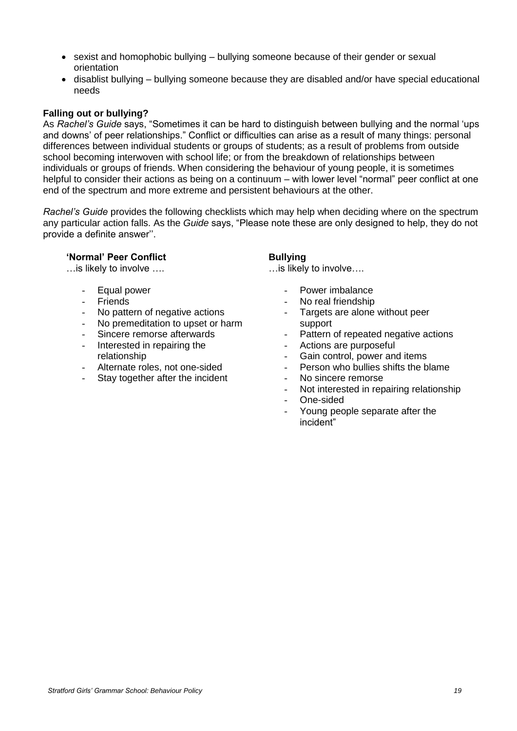- sexist and homophobic bullying – bullying someone because of their gender or sexual orientation
- disablist bullying – bullying someone because they are disabled and/or have special educational needs

**Falling out or bullying?**

As *Rachel's Guide* says, "Sometimes it can be hard to distinguish between bullying and the normal 'ups and downs' of peer relationships." Conflict or difficulties can arise as a result of many things: personal differences between individual students or groups of students; as a result of problems from outside school becoming interwoven with school life; or from the breakdown of relationships between individuals or groups of friends. When considering the behaviour of young people, it is sometimes helpful to consider their actions as being on a continuum – with lower level "normal" peer conflict at one end of the spectrum and more extreme and persistent behaviours at the other.

*Rachel's Guide* provides the following checklists which may help when deciding where on the spectrum any particular action falls. As the *Guide* says, "Please note these are only designed to help, they do not provide a definite answer''.

**'Normal' Peer Conflict**

…is likely to involve ….

- Equal power
- Friends
- No pattern of negative actions
- No premeditation to upset or harm
- Sincere remorse afterwards
- Interested in repairing the relationship
- Alternate roles, not one-sided
- Stay together after the incident

**Bullying**

…is likely to involve….

- Power imbalance
- No real friendship
- Targets are alone without peer support
- Pattern of repeated negative actions
- Actions are purposeful
- Gain control, power and items
- Person who bullies shifts the blame
- No sincere remorse
- Not interested in repairing relationship
- One-sided
- Young people separate after the incident"